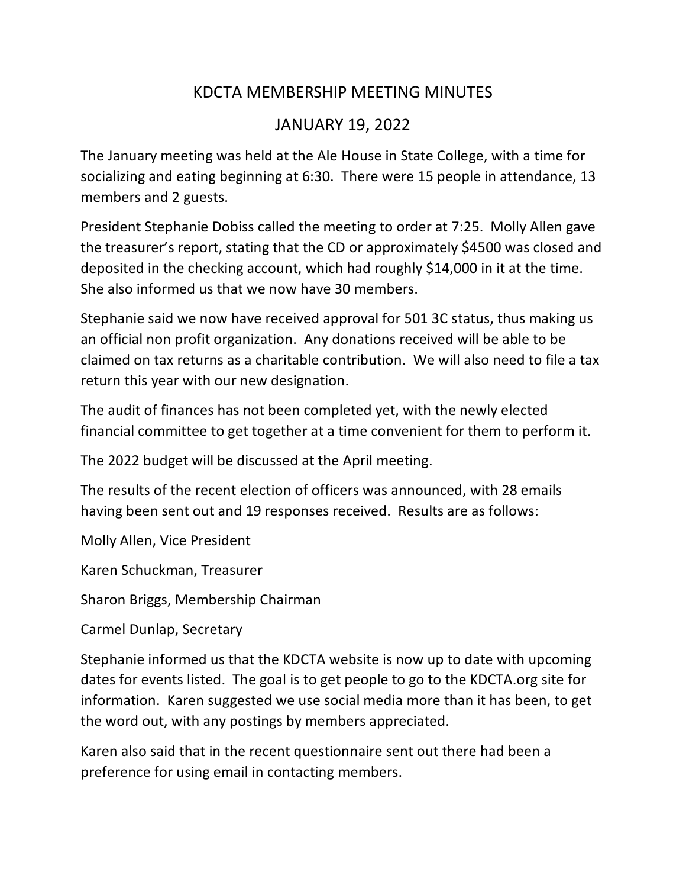# KDCTA MEMBERSHIP MEETING MINUTES

## JANUARY 19, 2022

The January meeting was held at the Ale House in State College, with a time for socializing and eating beginning at 6:30. There were 15 people in attendance, 13 members and 2 guests.

President Stephanie Dobiss called the meeting to order at 7:25. Molly Allen gave the treasurer's report, stating that the CD or approximately $4500 was closed and deposited in the checking account, which had roughly $14,000 in it at the time. She also informed us that we now have 30 members.

Stephanie said we now have received approval for 501 3C status, thus making us an official non profit organization. Any donations received will be able to be claimed on tax returns as a charitable contribution. We will also need to file a tax return this year with our new designation.

The audit of finances has not been completed yet, with the newly elected financial committee to get together at a time convenient for them to perform it.

The 2022 budget will be discussed at the April meeting.

The results of the recent election of officers was announced, with 28 emails having been sent out and 19 responses received. Results are as follows:

Molly Allen, Vice President

Karen Schuckman, Treasurer

Sharon Briggs, Membership Chairman

Carmel Dunlap, Secretary

Stephanie informed us that the KDCTA website is now up to date with upcoming dates for events listed. The goal is to get people to go to the KDCTA.org site for information. Karen suggested we use social media more than it has been, to get the word out, with any postings by members appreciated.

Karen also said that in the recent questionnaire sent out there had been a preference for using email in contacting members.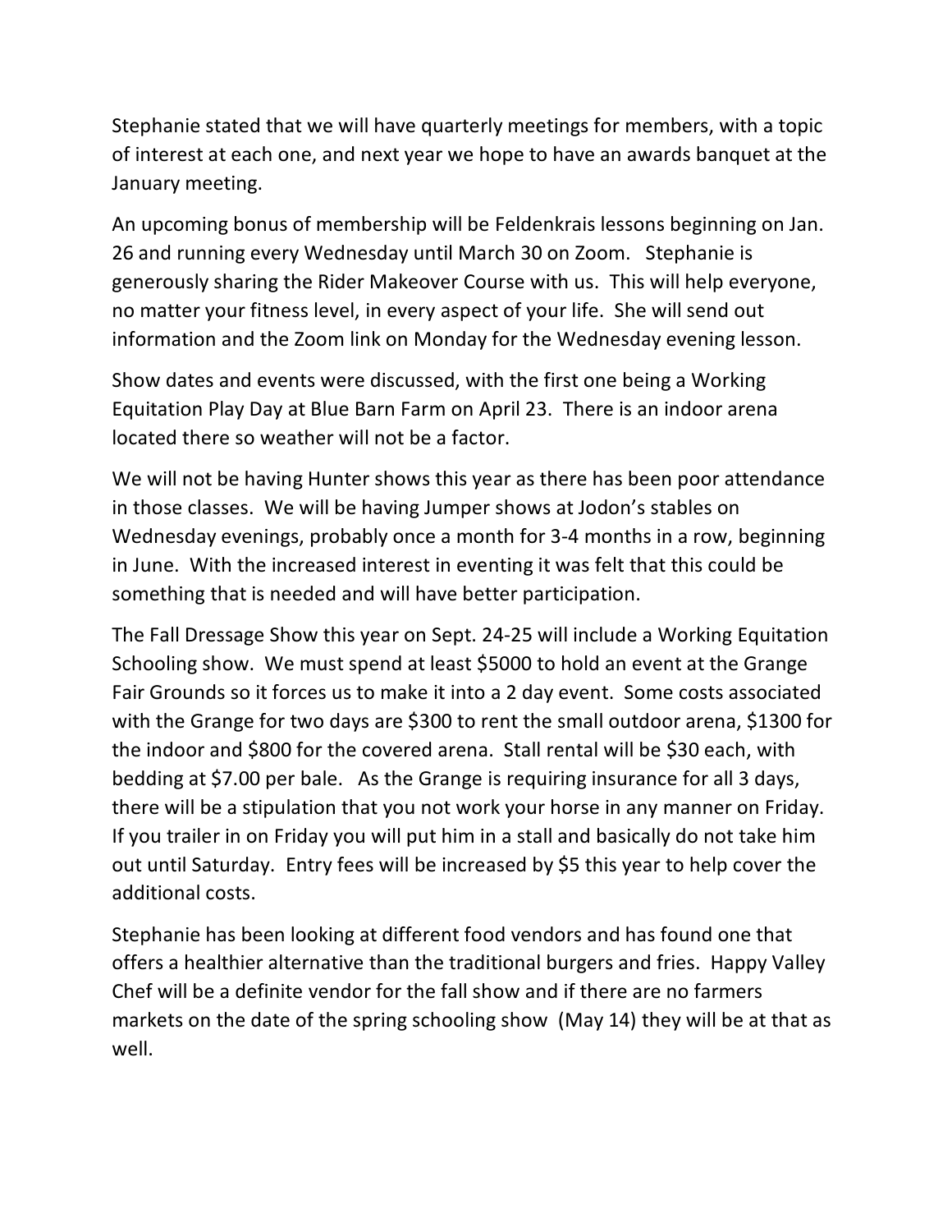Stephanie stated that we will have quarterly meetings for members, with a topic of interest at each one, and next year we hope to have an awards banquet at the January meeting.

An upcoming bonus of membership will be Feldenkrais lessons beginning on Jan. 26 and running every Wednesday until March 30 on Zoom. Stephanie is generously sharing the Rider Makeover Course with us. This will help everyone, no matter your fitness level, in every aspect of your life. She will send out information and the Zoom link on Monday for the Wednesday evening lesson.

Show dates and events were discussed, with the first one being a Working Equitation Play Day at Blue Barn Farm on April 23. There is an indoor arena located there so weather will not be a factor.

We will not be having Hunter shows this year as there has been poor attendance in those classes. We will be having Jumper shows at Jodon's stables on Wednesday evenings, probably once a month for 3-4 months in a row, beginning in June. With the increased interest in eventing it was felt that this could be something that is needed and will have better participation.

The Fall Dressage Show this year on Sept. 24-25 will include a Working Equitation Schooling show. We must spend at least $5000 to hold an event at the Grange Fair Grounds so it forces us to make it into a 2 day event. Some costs associated with the Grange for two days are $300 to rent the small outdoor arena, $1300 for the indoor and $800 for the covered arena. Stall rental will be $30 each, with bedding at $7.00 per bale. As the Grange is requiring insurance for all 3 days, there will be a stipulation that you not work your horse in any manner on Friday. If you trailer in on Friday you will put him in a stall and basically do not take him out until Saturday. Entry fees will be increased by $5 this year to help cover the additional costs.

Stephanie has been looking at different food vendors and has found one that offers a healthier alternative than the traditional burgers and fries. Happy Valley Chef will be a definite vendor for the fall show and if there are no farmers markets on the date of the spring schooling show (May 14) they will be at that as well.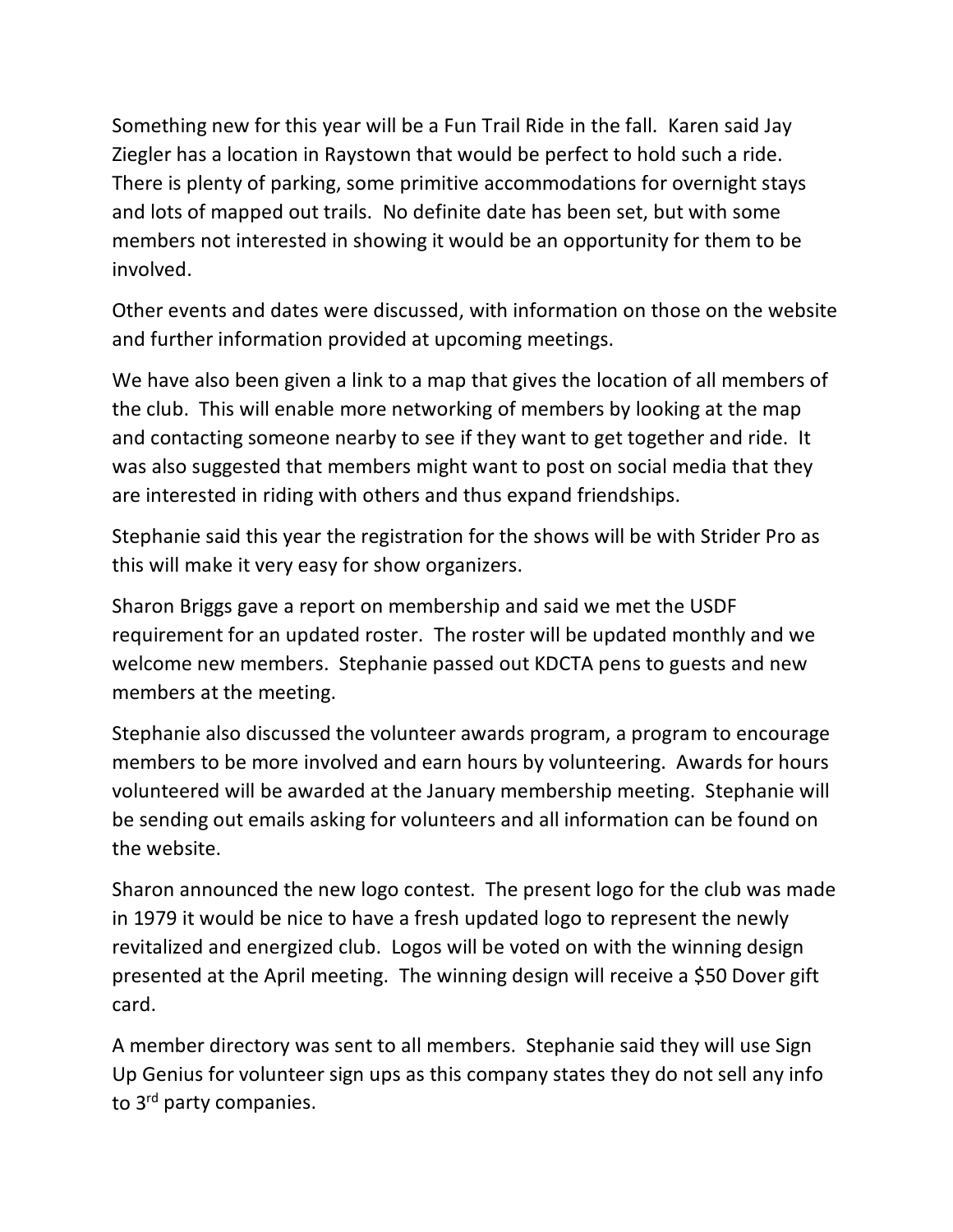Something new for this year will be a Fun Trail Ride in the fall. Karen said Jay Ziegler has a location in Raystown that would be perfect to hold such a ride. There is plenty of parking, some primitive accommodations for overnight stays and lots of mapped out trails. No definite date has been set, but with some members not interested in showing it would be an opportunity for them to be involved.

Other events and dates were discussed, with information on those on the website and further information provided at upcoming meetings.

We have also been given a link to a map that gives the location of all members of the club. This will enable more networking of members by looking at the map and contacting someone nearby to see if they want to get together and ride. It was also suggested that members might want to post on social media that they are interested in riding with others and thus expand friendships.

Stephanie said this year the registration for the shows will be with Strider Pro as this will make it very easy for show organizers.

Sharon Briggs gave a report on membership and said we met the USDF requirement for an updated roster. The roster will be updated monthly and we welcome new members. Stephanie passed out KDCTA pens to guests and new members at the meeting.

Stephanie also discussed the volunteer awards program, a program to encourage members to be more involved and earn hours by volunteering. Awards for hours volunteered will be awarded at the January membership meeting. Stephanie will be sending out emails asking for volunteers and all information can be found on the website.

Sharon announced the new logo contest. The present logo for the club was made in 1979 it would be nice to have a fresh updated logo to represent the newly revitalized and energized club. Logos will be voted on with the winning design presented at the April meeting. The winning design will receive a $50 Dover gift card.

A member directory was sent to all members. Stephanie said they will use Sign Up Genius for volunteer sign ups as this company states they do not sell any info to 3rd party companies.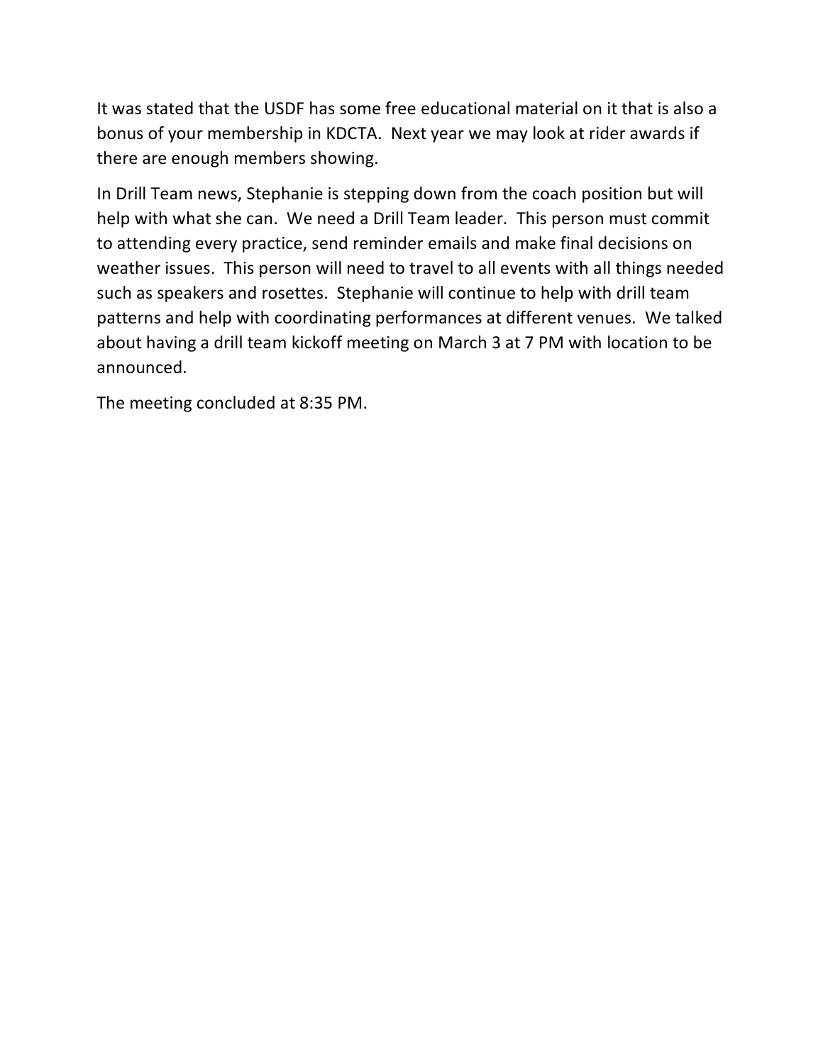It was stated that the USDF has some free educational material on it that is also a bonus of your membership in KDCTA. Next year we may look at rider awards if there are enough members showing.

In Drill Team news, Stephanie is stepping down from the coach position but will help with what she can. We need a Drill Team leader. This person must commit to attending every practice, send reminder emails and make final decisions on weather issues. This person will need to travel to all events with all things needed such as speakers and rosettes. Stephanie will continue to help with drill team patterns and help with coordinating performances at different venues. We talked about having a drill team kickoff meeting on March 3 at 7 PM with location to be announced.

The meeting concluded at 8:35 PM.